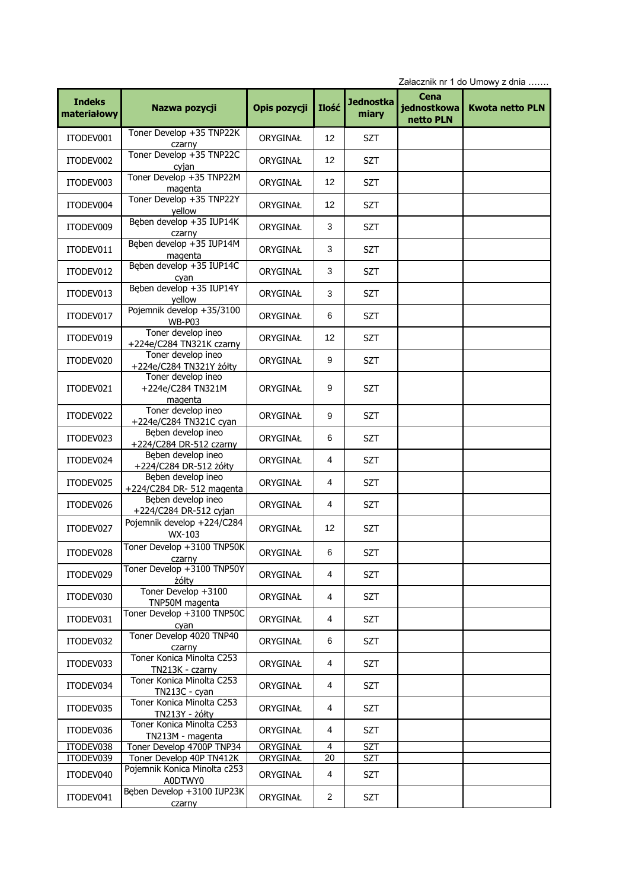Załacznik nr 1 do Umowy z dnia .......

| Indeks materiałowy | Nazwa pozycji | Opis pozycji | Ilość | Jednostka miary | Cena jednostkowa netto PLN | Kwota netto PLN |
|---|---|---|---|---|---|---|
| ITODEV001 | Toner Develop +35 TNP22K czarny | ORYGINAŁ | 12 | SZT | | |
| ITODEV002 | Toner Develop +35 TNP22C cyjan | ORYGINAŁ | 12 | SZT | | |
| ITODEV003 | Toner Develop +35 TNP22M magenta | ORYGINAŁ | 12 | SZT | | |
| ITODEV004 | Toner Develop +35 TNP22Y yellow | ORYGINAŁ | 12 | SZT | | |
| ITODEV009 | Bęben develop +35 IUP14K czarny | ORYGINAŁ | 3 | SZT | | |
| ITODEV011 | Bęben develop +35 IUP14M magenta | ORYGINAŁ | 3 | SZT | | |
| ITODEV012 | Bęben develop +35 IUP14C cyan | ORYGINAŁ | 3 | SZT | | |
| ITODEV013 | Bęben develop +35 IUP14Y yellow | ORYGINAŁ | 3 | SZT | | |
| ITODEV017 | Pojemnik develop +35/3100 WB-P03 | ORYGINAŁ | 6 | SZT | | |
| ITODEV019 | Toner develop ineo +224e/C284 TN321K czarny | ORYGINAŁ | 12 | SZT | | |
| ITODEV020 | Toner develop ineo +224e/C284 TN321Y żółty | ORYGINAŁ | 9 | SZT | | |
| ITODEV021 | Toner develop ineo +224e/C284 TN321M magenta | ORYGINAŁ | 9 | SZT | | |
| ITODEV022 | Toner develop ineo +224e/C284 TN321C cyan | ORYGINAŁ | 9 | SZT | | |
| ITODEV023 | Bęben develop ineo +224/C284 DR-512 czarny | ORYGINAŁ | 6 | SZT | | |
| ITODEV024 | Bęben develop ineo +224/C284 DR-512 żółty | ORYGINAŁ | 4 | SZT | | |
| ITODEV025 | Bęben develop ineo +224/C284 DR- 512 magenta | ORYGINAŁ | 4 | SZT | | |
| ITODEV026 | Bęben develop ineo +224/C284 DR-512 cyjan | ORYGINAŁ | 4 | SZT | | |
| ITODEV027 | Pojemnik develop +224/C284 WX-103 | ORYGINAŁ | 12 | SZT | | |
| ITODEV028 | Toner Develop +3100 TNP50K czarny | ORYGINAŁ | 6 | SZT | | |
| ITODEV029 | Toner Develop +3100 TNP50Y żółty | ORYGINAŁ | 4 | SZT | | |
| ITODEV030 | Toner Develop +3100 TNP50M magenta | ORYGINAŁ | 4 | SZT | | |
| ITODEV031 | Toner Develop +3100 TNP50C cyan | ORYGINAŁ | 4 | SZT | | |
| ITODEV032 | Toner Develop 4020 TNP40 czarny | ORYGINAŁ | 6 | SZT | | |
| ITODEV033 | Toner Konica Minolta C253 TN213K - czarny | ORYGINAŁ | 4 | SZT | | |
| ITODEV034 | Toner Konica Minolta C253 TN213C - cyan | ORYGINAŁ | 4 | SZT | | |
| ITODEV035 | Toner Konica Minolta C253 TN213Y - żółty | ORYGINAŁ | 4 | SZT | | |
| ITODEV036 | Toner Konica Minolta C253 TN213M - magenta | ORYGINAŁ | 4 | SZT | | |
| ITODEV038 | Toner Develop 4700P TNP34 | ORYGINAŁ | 4 | SZT | | |
| ITODEV039 | Toner Develop 40P TN412K | ORYGINAŁ | 20 | SZT | | |
| ITODEV040 | Pojemnik Konica Minolta c253 A0DTWY0 | ORYGINAŁ | 4 | SZT | | |
| ITODEV041 | Bęben Develop +3100 IUP23K czarny | ORYGINAŁ | 2 | SZT | | |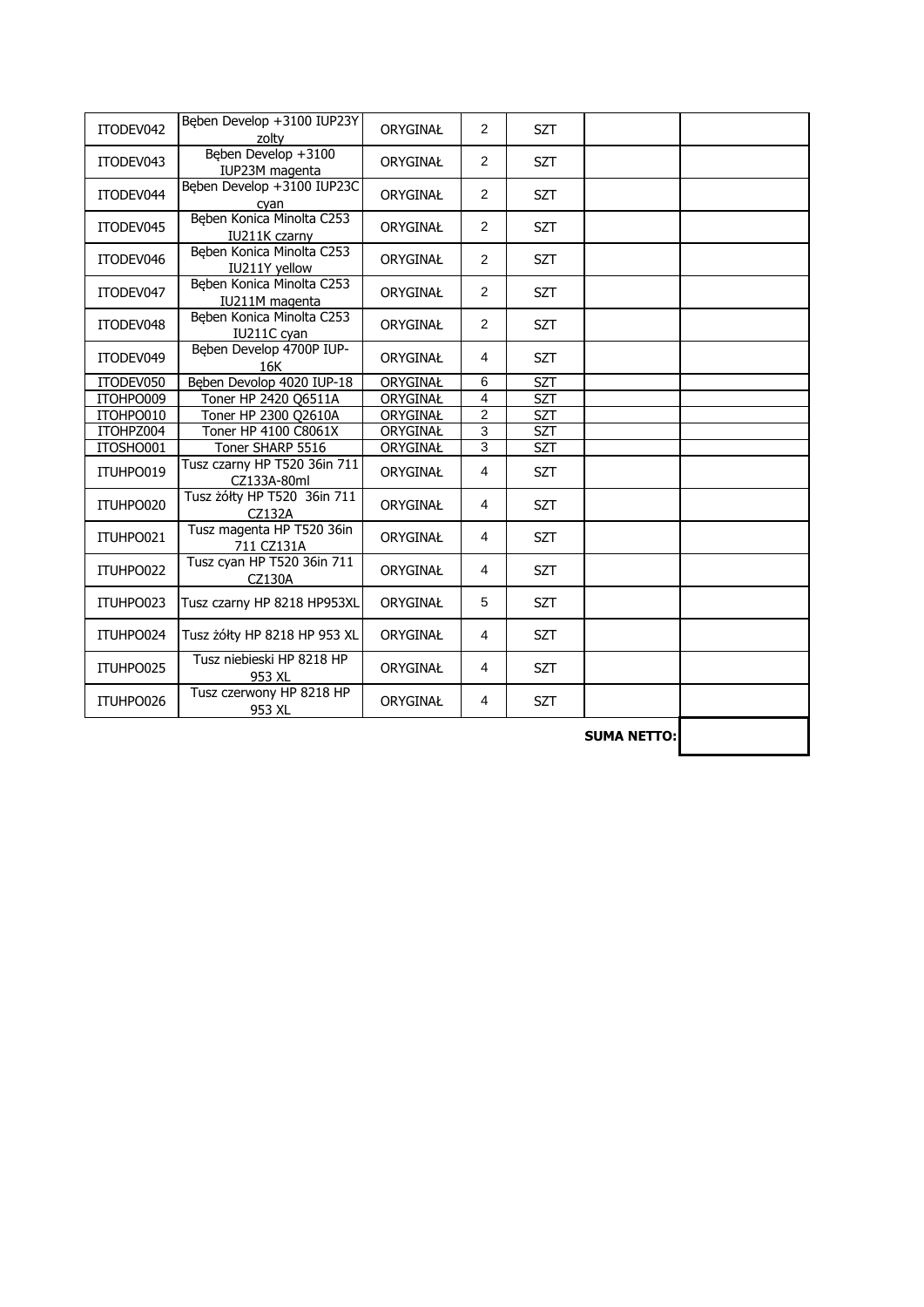| | | | | | | |
|---|---|---|---|---|---|---|
| ITODEV042 | Bęben Develop +3100 IUP23Y zolty | ORYGINAŁ | 2 | SZT | | |
| ITODEV043 | Bęben Develop +3100 IUP23M magenta | ORYGINAŁ | 2 | SZT | | |
| ITODEV044 | Bęben Develop +3100 IUP23C cyan | ORYGINAŁ | 2 | SZT | | |
| ITODEV045 | Bęben Konica Minolta C253 IU211K czarny | ORYGINAŁ | 2 | SZT | | |
| ITODEV046 | Bęben Konica Minolta C253 IU211Y yellow | ORYGINAŁ | 2 | SZT | | |
| ITODEV047 | Bęben Konica Minolta C253 IU211M magenta | ORYGINAŁ | 2 | SZT | | |
| ITODEV048 | Bęben Konica Minolta C253 IU211C cyan | ORYGINAŁ | 2 | SZT | | |
| ITODEV049 | Bęben Develop 4700P IUP-16K | ORYGINAŁ | 4 | SZT | | |
| ITODEV050 | Bęben Devolop 4020 IUP-18 | ORYGINAŁ | 6 | SZT | | |
| ITOHPO009 | Toner HP 2420 Q6511A | ORYGINAŁ | 4 | SZT | | |
| ITOHPO010 | Toner HP 2300 Q2610A | ORYGINAŁ | 2 | SZT | | |
| ITOHPZ004 | Toner HP 4100 C8061X | ORYGINAŁ | 3 | SZT | | |
| ITOSHO001 | Toner SHARP 5516 | ORYGINAŁ | 3 | SZT | | |
| ITUHPO019 | Tusz czarny HP T520 36in 711 CZ133A-80ml | ORYGINAŁ | 4 | SZT | | |
| ITUHPO020 | Tusz żółty HP T520 36in 711 CZ132A | ORYGINAŁ | 4 | SZT | | |
| ITUHPO021 | Tusz magenta HP T520 36in 711 CZ131A | ORYGINAŁ | 4 | SZT | | |
| ITUHPO022 | Tusz cyan HP T520 36in 711 CZ130A | ORYGINAŁ | 4 | SZT | | |
| ITUHPO023 | Tusz czarny HP 8218 HP953XL | ORYGINAŁ | 5 | SZT | | |
| ITUHPO024 | Tusz żółty HP 8218 HP 953 XL | ORYGINAŁ | 4 | SZT | | |
| ITUHPO025 | Tusz niebieski HP 8218 HP 953 XL | ORYGINAŁ | 4 | SZT | | |
| ITUHPO026 | Tusz czerwony HP 8218 HP 953 XL | ORYGINAŁ | 4 | SZT | | |
| | | | | | **SUMA NETTO:** | |